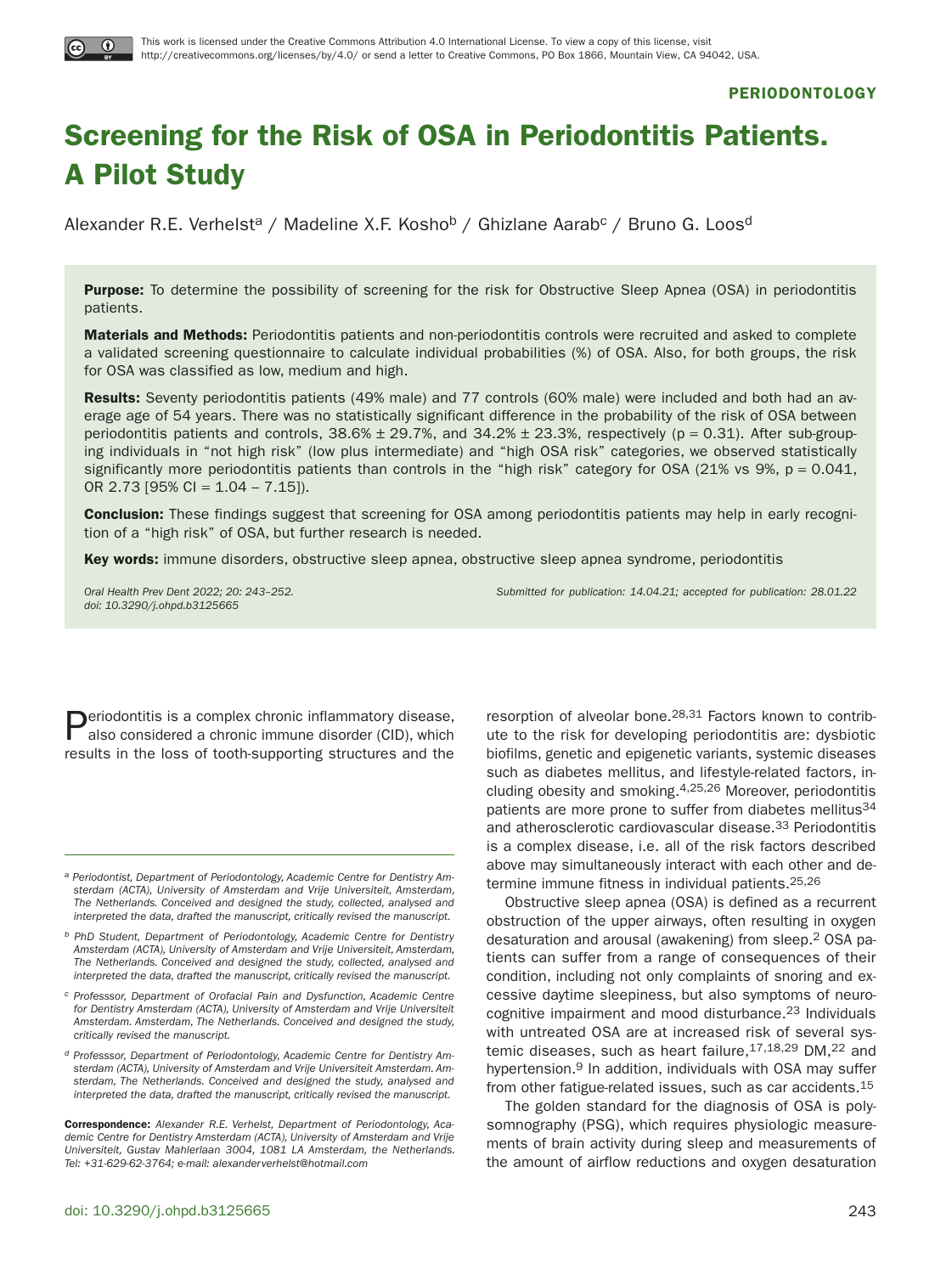This work is licensed under the Creative Commons Attribution 4.0 International License. To view a copy of this license, visit http://creativecommons.org/licenses/by/4.0/ or send a letter to Creative Commons, PO Box 1866, Mountain View, CA 94042, USA.

**PERIODONTOLOGY**

# Screening for the Risk of OSA in Periodontitis Patients. A Pilot Study

Alexander R.E. Verhelst[a] / Madeline X.F. Kosho[b] / Ghizlane Aarab[c] / Bruno G. Loos[d]

**Purpose:** To determine the possibility of screening for the risk for Obstructive Sleep Apnea (OSA) in periodontitis patients.

**Materials and Methods:** Periodontitis patients and non-periodontitis controls were recruited and asked to complete a validated screening questionnaire to calculate individual probabilities (%) of OSA. Also, for both groups, the risk for OSA was classified as low, medium and high.

**Results:** Seventy periodontitis patients (49% male) and 77 controls (60% male) were included and both had an average age of 54 years. There was no statistically significant difference in the probability of the risk of OSA between periodontitis patients and controls, 38.6% ± 29.7%, and 34.2% ± 23.3%, respectively ($p = 0.31$). After sub-grouping individuals in "not high risk" (low plus intermediate) and "high OSA risk" categories, we observed statistically significantly more periodontitis patients than controls in the "high risk" category for OSA (21% vs 9%, $p = 0.041$, OR 2.73 [95% CI = 1.04 – 7.15]).

**Conclusion:** These findings suggest that screening for OSA among periodontitis patients may help in early recognition of a "high risk" of OSA, but further research is needed.

**Key words:** immune disorders, obstructive sleep apnea, obstructive sleep apnea syndrome, periodontitis

*Oral Health Prev Dent 2022; 20: 243–252.*
*doi: 10.3290/j.ohpd.b3125665*

*Submitted for publication: 14.04.21; accepted for publication: 28.01.22*

Periodontitis is a complex chronic inflammatory disease, also considered a chronic immune disorder (CID), which results in the loss of tooth-supporting structures and the resorption of alveolar bone.[28,31] Factors known to contribute to the risk for developing periodontitis are: dysbiotic biofilms, genetic and epigenetic variants, systemic diseases such as diabetes mellitus, and lifestyle-related factors, including obesity and smoking.[4,25,26] Moreover, periodontitis patients are more prone to suffer from diabetes mellitus[34] and atherosclerotic cardiovascular disease.[33] Periodontitis is a complex disease, i.e. all of the risk factors described above may simultaneously interact with each other and determine immune fitness in individual patients.[25,26]

Obstructive sleep apnea (OSA) is defined as a recurrent obstruction of the upper airways, often resulting in oxygen desaturation and arousal (awakening) from sleep.[2] OSA patients can suffer from a range of consequences of their condition, including not only complaints of snoring and excessive daytime sleepiness, but also symptoms of neurocognitive impairment and mood disturbance.[23] Individuals with untreated OSA are at increased risk of several systemic diseases, such as heart failure,[17,18,29] DM,[22] and hypertension.[9] In addition, individuals with OSA may suffer from other fatigue-related issues, such as car accidents.[15]

The golden standard for the diagnosis of OSA is polysomnography (PSG), which requires physiologic measurements of brain activity during sleep and measurements of the amount of airflow reductions and oxygen desaturation

---

[a] *Periodontist, Department of Periodontology, Academic Centre for Dentistry Amsterdam (ACTA), University of Amsterdam and Vrije Universiteit, Amsterdam, The Netherlands. Conceived and designed the study, collected, analysed and interpreted the data, drafted the manuscript, critically revised the manuscript.*

[b] *PhD Student, Department of Periodontology, Academic Centre for Dentistry Amsterdam (ACTA), University of Amsterdam and Vrije Universiteit, Amsterdam, The Netherlands. Conceived and designed the study, collected, analysed and interpreted the data, drafted the manuscript, critically revised the manuscript.*

[c] *Professsor, Department of Orofacial Pain and Dysfunction, Academic Centre for Dentistry Amsterdam (ACTA), University of Amsterdam and Vrije Universiteit Amsterdam. Amsterdam, The Netherlands. Conceived and designed the study, critically revised the manuscript.*

[d] *Professsor, Department of Periodontology, Academic Centre for Dentistry Amsterdam (ACTA), University of Amsterdam and Vrije Universiteit Amsterdam. Amsterdam, The Netherlands. Conceived and designed the study, analysed and interpreted the data, drafted the manuscript, critically revised the manuscript.*

**Correspondence:** *Alexander R.E. Verhelst, Department of Periodontology, Academic Centre for Dentistry Amsterdam (ACTA), University of Amsterdam and Vrije Universiteit, Gustav Mahlerlaan 3004, 1081 LA Amsterdam, the Netherlands. Tel: +31-629-62-3764; e-mail: alexanderverhelst@hotmail.com*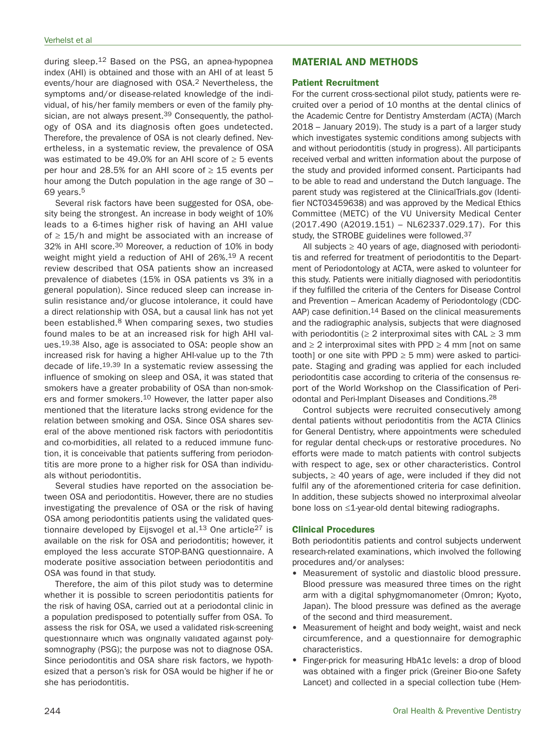during sleep.[12] Based on the PSG, an apnea-hypopnea index (AHI) is obtained and those with an AHI of at least 5 events/hour are diagnosed with OSA.[2] Nevertheless, the symptoms and/or disease-related knowledge of the individual, of his/her family members or even of the family physician, are not always present.[39] Consequently, the pathology of OSA and its diagnosis often goes undetected. Therefore, the prevalence of OSA is not clearly defined. Nevertheless, in a systematic review, the prevalence of OSA was estimated to be 49.0% for an AHI score of ≥ 5 events per hour and 28.5% for an AHI score of ≥ 15 events per hour among the Dutch population in the age range of 30 – 69 years.[5]

Several risk factors have been suggested for OSA, obesity being the strongest. An increase in body weight of 10% leads to a 6-times higher risk of having an AHI value of ≥ 15/h and might be associated with an increase of 32% in AHI score.[30] Moreover, a reduction of 10% in body weight might yield a reduction of AHI of 26%.[19] A recent review described that OSA patients show an increased prevalence of diabetes (15% in OSA patients vs 3% in a general population). Since reduced sleep can increase insulin resistance and/or glucose intolerance, it could have a direct relationship with OSA, but a causal link has not yet been established.[8] When comparing sexes, two studies found males to be at an increased risk for high AHI values.[19,38] Also, age is associated to OSA: people show an increased risk for having a higher AHI-value up to the 7th decade of life.[19,39] In a systematic review assessing the influence of smoking on sleep and OSA, it was stated that smokers have a greater probability of OSA than non-smokers and former smokers.[10] However, the latter paper also mentioned that the literature lacks strong evidence for the relation between smoking and OSA. Since OSA shares several of the above mentioned risk factors with periodontitis and co-morbidities, all related to a reduced immune function, it is conceivable that patients suffering from periodontitis are more prone to a higher risk for OSA than individuals without periodontitis.

Several studies have reported on the association between OSA and periodontitis. However, there are no studies investigating the prevalence of OSA or the risk of having OSA among periodontitis patients using the validated questionnaire developed by Eijsvogel et al.[13] One article[27] is available on the risk for OSA and periodontitis; however, it employed the less accurate STOP-BANG questionnaire. A moderate positive association between periodontitis and OSA was found in that study.

Therefore, the aim of this pilot study was to determine whether it is possible to screen periodontitis patients for the risk of having OSA, carried out at a periodontal clinic in a population predisposed to potentially suffer from OSA. To assess the risk for OSA, we used a validated risk-screening questionnaire which was originally validated against polysomnography (PSG); the purpose was not to diagnose OSA. Since periodontitis and OSA share risk factors, we hypothesized that a person's risk for OSA would be higher if he or she has periodontitis.

## MATERIAL AND METHODS

### Patient Recruitment

For the current cross-sectional pilot study, patients were recruited over a period of 10 months at the dental clinics of the Academic Centre for Dentistry Amsterdam (ACTA) (March 2018 – January 2019). The study is a part of a larger study which investigates systemic conditions among subjects with and without periodontitis (study in progress). All participants received verbal and written information about the purpose of the study and provided informed consent. Participants had to be able to read and understand the Dutch language. The parent study was registered at the ClinicalTrials.gov (Identifier NCT03459638) and was approved by the Medical Ethics Committee (METC) of the VU University Medical Center (2017.490 (A2019.151) – NL62337.029.17). For this study, the STROBE guidelines were followed.[37]

All subjects ≥ 40 years of age, diagnosed with periodontitis and referred for treatment of periodontitis to the Department of Periodontology at ACTA, were asked to volunteer for this study. Patients were initially diagnosed with periodontitis if they fulfilled the criteria of the Centers for Disease Control and Prevention – American Academy of Periodontology (CDC-AAP) case definition.[14] Based on the clinical measurements and the radiographic analysis, subjects that were diagnosed with periodontitis (≥ 2 interproximal sites with CAL ≥ 3 mm and ≥ 2 interproximal sites with PPD ≥ 4 mm [not on same tooth] or one site with PPD ≥ 5 mm) were asked to participate. Staging and grading was applied for each included periodontitis case according to criteria of the consensus report of the World Workshop on the Classification of Periodontal and Peri-Implant Diseases and Conditions.[28]

Control subjects were recruited consecutively among dental patients without periodontitis from the ACTA Clinics for General Dentistry, where appointments were scheduled for regular dental check-ups or restorative procedures. No efforts were made to match patients with control subjects with respect to age, sex or other characteristics. Control subjects, ≥ 40 years of age, were included if they did not fulfil any of the aforementioned criteria for case definition. In addition, these subjects showed no interproximal alveolar bone loss on ≤1-year-old dental bitewing radiographs.

### Clinical Procedures

Both periodontitis patients and control subjects underwent research-related examinations, which involved the following procedures and/or analyses:

- Measurement of systolic and diastolic blood pressure. Blood pressure was measured three times on the right arm with a digital sphygmomanometer (Omron; Kyoto, Japan). The blood pressure was defined as the average of the second and third measurement.
- Measurement of height and body weight, waist and neck circumference, and a questionnaire for demographic characteristics.
- Finger-prick for measuring HbA1c levels: a drop of blood was obtained with a finger prick (Greiner Bio-one Safety Lancet) and collected in a special collection tube (Hem-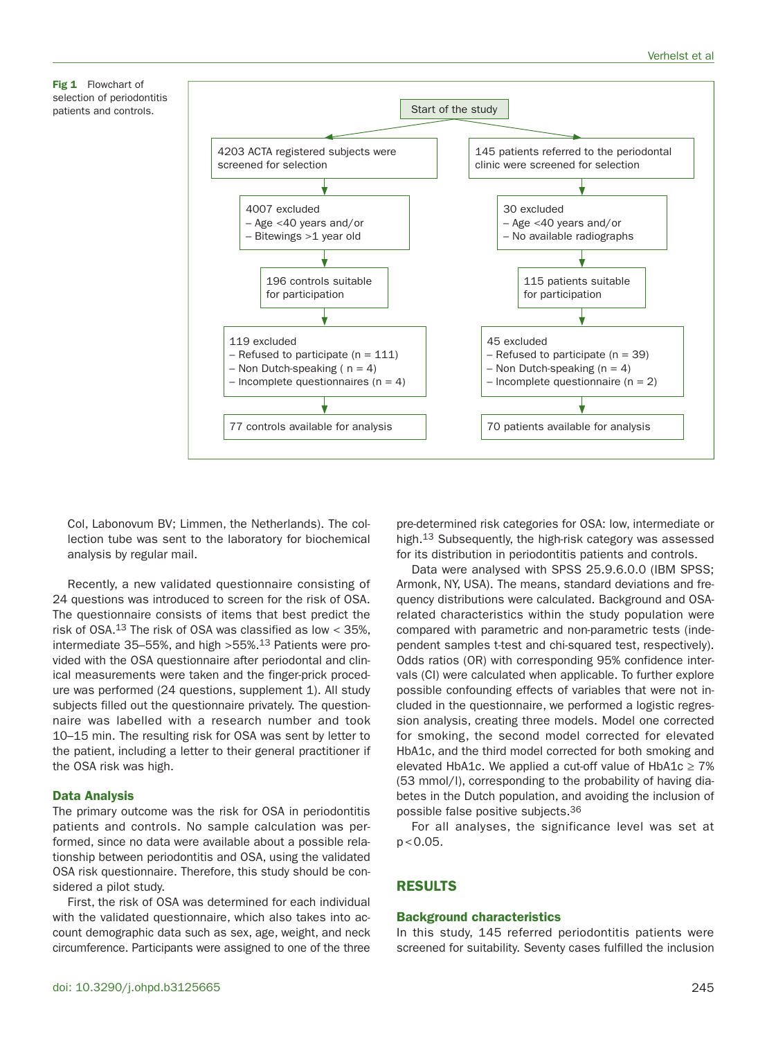**Fig 1** Flowchart of selection of periodontitis patients and controls.

Start of the study

| Controls | Patients |
|---|---|
| 4203 ACTA registered subjects were screened for selection | 145 patients referred to the periodontal clinic were screened for selection |
| 4007 excluded<br>– Age <40 years and/or<br>– Bitewings >1 year old | 30 excluded<br>– Age <40 years and/or<br>– No available radiographs |
| 196 controls suitable for participation | 115 patients suitable for participation |
| 119 excluded<br>– Refused to participate (n = 111)<br>– Non Dutch-speaking ( n = 4)<br>– Incomplete questionnaires (n = 4) | 45 excluded<br>– Refused to participate (n = 39)<br>– Non Dutch-speaking (n = 4)<br>– Incomplete questionnaire (n = 2) |
| 77 controls available for analysis | 70 patients available for analysis |

Col, Labonovum BV; Limmen, the Netherlands). The collection tube was sent to the laboratory for biochemical analysis by regular mail.

Recently, a new validated questionnaire consisting of 24 questions was introduced to screen for the risk of OSA. The questionnaire consists of items that best predict the risk of OSA.[13] The risk of OSA was classified as low < 35%, intermediate 35–55%, and high >55%.[13] Patients were provided with the OSA questionnaire after periodontal and clinical measurements were taken and the finger-prick procedure was performed (24 questions, supplement 1). All study subjects filled out the questionnaire privately. The questionnaire was labelled with a research number and took 10–15 min. The resulting risk for OSA was sent by letter to the patient, including a letter to their general practitioner if the OSA risk was high.

### Data Analysis

The primary outcome was the risk for OSA in periodontitis patients and controls. No sample calculation was performed, since no data were available about a possible relationship between periodontitis and OSA, using the validated OSA risk questionnaire. Therefore, this study should be considered a pilot study.

First, the risk of OSA was determined for each individual with the validated questionnaire, which also takes into account demographic data such as sex, age, weight, and neck circumference. Participants were assigned to one of the three pre-determined risk categories for OSA: low, intermediate or high.[13] Subsequently, the high-risk category was assessed for its distribution in periodontitis patients and controls.

Data were analysed with SPSS 25.9.6.0.0 (IBM SPSS; Armonk, NY, USA). The means, standard deviations and frequency distributions were calculated. Background and OSA-related characteristics within the study population were compared with parametric and non-parametric tests (independent samples t-test and chi-squared test, respectively). Odds ratios (OR) with corresponding 95% confidence intervals (CI) were calculated when applicable. To further explore possible confounding effects of variables that were not included in the questionnaire, we performed a logistic regression analysis, creating three models. Model one corrected for smoking, the second model corrected for elevated HbA1c, and the third model corrected for both smoking and elevated HbA1c. We applied a cut-off value of HbA1c ≥ 7% (53 mmol/l), corresponding to the probability of having diabetes in the Dutch population, and avoiding the inclusion of possible false positive subjects.[36]

For all analyses, the significance level was set at $p<0.05$.

## RESULTS

### Background characteristics

In this study, 145 referred periodontitis patients were screened for suitability. Seventy cases fulfilled the inclusion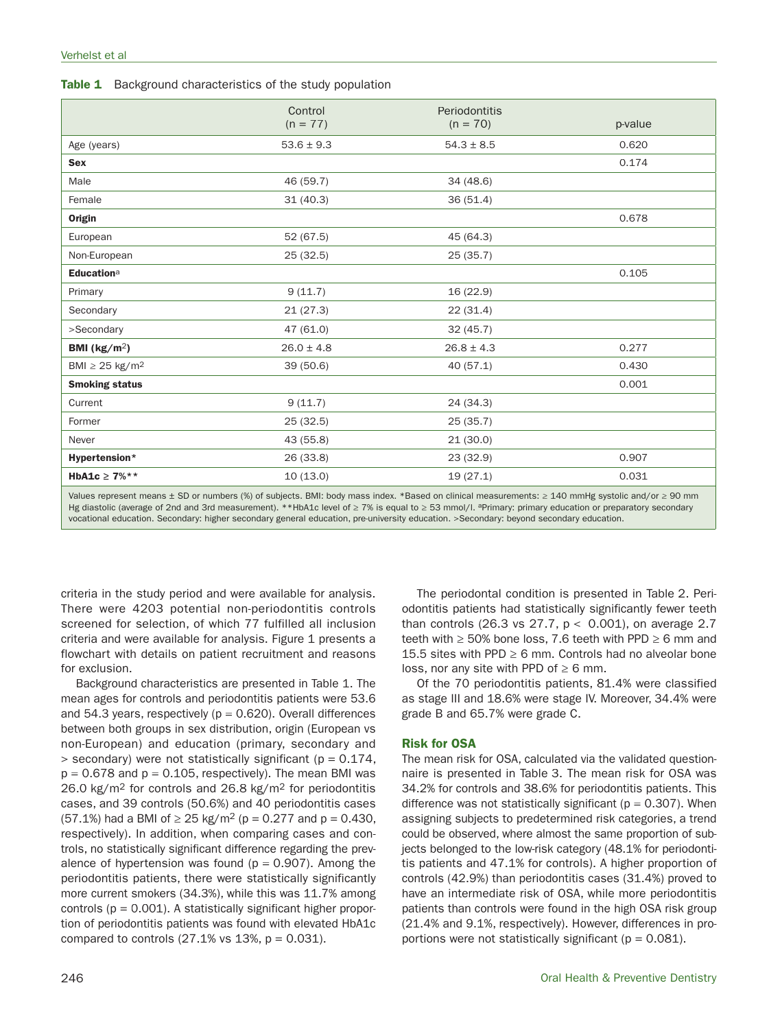**Table 1** Background characteristics of the study population

| | Control (n = 77) | Periodontitis (n = 70) | p-value |
|---|---|---|---|
| Age (years) | 53.6 ± 9.3 | 54.3 ± 8.5 | 0.620 |
| **Sex** | | | 0.174 |
| Male | 46 (59.7) | 34 (48.6) | |
| Female | 31 (40.3) | 36 (51.4) | |
| **Origin** | | | 0.678 |
| European | 52 (67.5) | 45 (64.3) | |
| Non-European | 25 (32.5) | 25 (35.7) | |
| **Education**[a] | | | 0.105 |
| Primary | 9 (11.7) | 16 (22.9) | |
| Secondary | 21 (27.3) | 22 (31.4) | |
| >Secondary | 47 (61.0) | 32 (45.7) | |
| **BMI (kg/m$^2$)** | 26.0 ± 4.8 | 26.8 ± 4.3 | 0.277 |
| BMI ≥ 25 kg/m$^2$ | 39 (50.6) | 40 (57.1) | 0.430 |
| **Smoking status** | | | 0.001 |
| Current | 9 (11.7) | 24 (34.3) | |
| Former | 25 (32.5) | 25 (35.7) | |
| Never | 43 (55.8) | 21 (30.0) | |
| **Hypertension*** | 26 (33.8) | 23 (32.9) | 0.907 |
| **HbA1c ≥ 7%**** | 10 (13.0) | 19 (27.1) | 0.031 |

Values represent means ± SD or numbers (%) of subjects. BMI: body mass index. *Based on clinical measurements: ≥ 140 mmHg systolic and/or ≥ 90 mm Hg diastolic (average of 2nd and 3rd measurement). **HbA1c level of ≥ 7% is equal to ≥ 53 mmol/l. [a]Primary: primary education or preparatory secondary vocational education. Secondary: higher secondary general education, pre-university education. >Secondary: beyond secondary education.

criteria in the study period and were available for analysis. There were 4203 potential non-periodontitis controls screened for selection, of which 77 fulfilled all inclusion criteria and were available for analysis. Figure 1 presents a flowchart with details on patient recruitment and reasons for exclusion.

Background characteristics are presented in Table 1. The mean ages for controls and periodontitis patients were 53.6 and 54.3 years, respectively ($p = 0.620$). Overall differences between both groups in sex distribution, origin (European vs non-European) and education (primary, secondary and > secondary) were not statistically significant ($p = 0.174$, $p = 0.678$ and $p = 0.105$, respectively). The mean BMI was 26.0 kg/m$^2$ for controls and 26.8 kg/m$^2$ for periodontitis cases, and 39 controls (50.6%) and 40 periodontitis cases (57.1%) had a BMI of ≥ 25 kg/m$^2$ ($p = 0.277$ and $p = 0.430$, respectively). In addition, when comparing cases and controls, no statistically significant difference regarding the prevalence of hypertension was found ($p = 0.907$). Among the periodontitis patients, there were statistically significantly more current smokers (34.3%), while this was 11.7% among controls ($p = 0.001$). A statistically significant higher proportion of periodontitis patients was found with elevated HbA1c compared to controls (27.1% vs 13%, $p = 0.031$).

The periodontal condition is presented in Table 2. Periodontitis patients had statistically significantly fewer teeth than controls (26.3 vs 27.7, $p < 0.001$), on average 2.7 teeth with ≥ 50% bone loss, 7.6 teeth with PPD ≥ 6 mm and 15.5 sites with PPD ≥ 6 mm. Controls had no alveolar bone loss, nor any site with PPD of ≥ 6 mm.

Of the 70 periodontitis patients, 81.4% were classified as stage III and 18.6% were stage IV. Moreover, 34.4% were grade B and 65.7% were grade C.

### Risk for OSA

The mean risk for OSA, calculated via the validated questionnaire is presented in Table 3. The mean risk for OSA was 34.2% for controls and 38.6% for periodontitis patients. This difference was not statistically significant ($p = 0.307$). When assigning subjects to predetermined risk categories, a trend could be observed, where almost the same proportion of subjects belonged to the low-risk category (48.1% for periodontitis patients and 47.1% for controls). A higher proportion of controls (42.9%) than periodontitis cases (31.4%) proved to have an intermediate risk of OSA, while more periodontitis patients than controls were found in the high OSA risk group (21.4% and 9.1%, respectively). However, differences in proportions were not statistically significant ($p = 0.081$).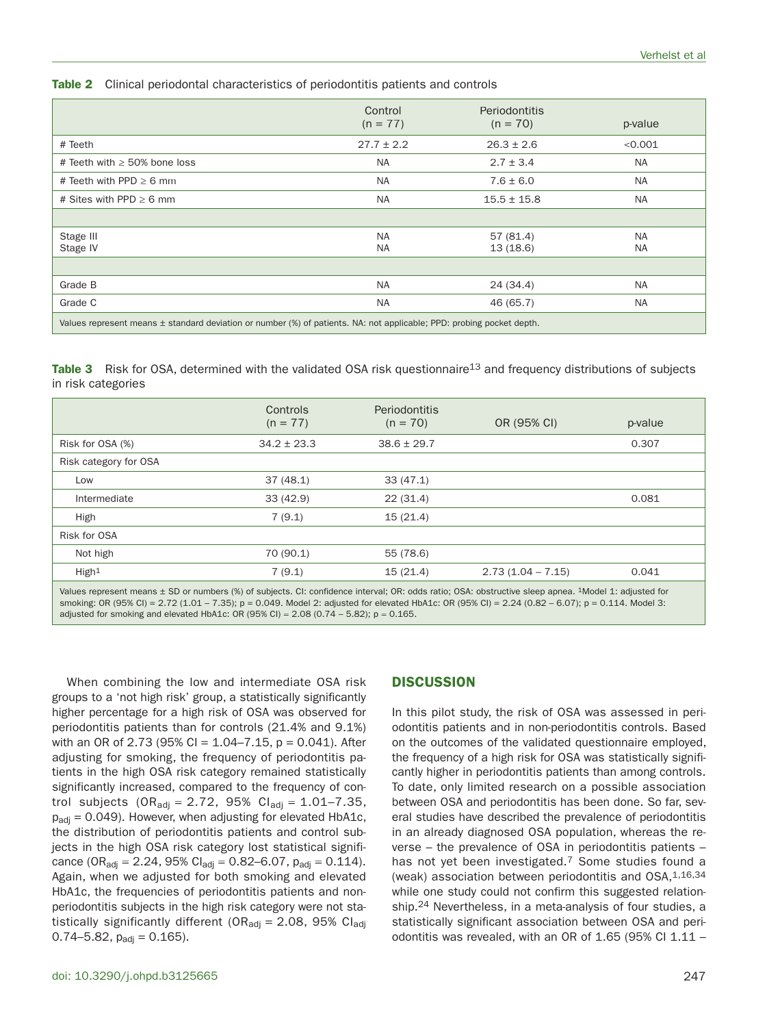**Table 2** Clinical periodontal characteristics of periodontitis patients and controls

| | Control (n = 77) | Periodontitis (n = 70) | p-value |
|---|---|---|---|
| # Teeth | 27.7 ± 2.2 | 26.3 ± 2.6 | <0.001 |
| # Teeth with ≥ 50% bone loss | NA | 2.7 ± 3.4 | NA |
| # Teeth with PPD ≥ 6 mm | NA | 7.6 ± 6.0 | NA |
| # Sites with PPD ≥ 6 mm | NA | 15.5 ± 15.8 | NA |
| | | | |
| Stage III | NA | 57 (81.4) | NA |
| Stage IV | NA | 13 (18.6) | NA |
| | | | |
| Grade B | NA | 24 (34.4) | NA |
| Grade C | NA | 46 (65.7) | NA |

Values represent means ± standard deviation or number (%) of patients. NA: not applicable; PPD: probing pocket depth.

**Table 3** Risk for OSA, determined with the validated OSA risk questionnaire[13] and frequency distributions of subjects in risk categories

| | Controls (n = 77) | Periodontitis (n = 70) | OR (95% CI) | p-value |
|---|---|---|---|---|
| Risk for OSA (%) | 34.2 ± 23.3 | 38.6 ± 29.7 | | 0.307 |
| Risk category for OSA | | | | |
| Low | 37 (48.1) | 33 (47.1) | | |
| Intermediate | 33 (42.9) | 22 (31.4) | | 0.081 |
| High | 7 (9.1) | 15 (21.4) | | |
| Risk for OSA | | | | |
| Not high | 70 (90.1) | 55 (78.6) | | |
| High[1] | 7 (9.1) | 15 (21.4) | 2.73 (1.04 – 7.15) | 0.041 |

Values represent means ± SD or numbers (%) of subjects. CI: confidence interval; OR: odds ratio; OSA: obstructive sleep apnea. [1]Model 1: adjusted for smoking: OR (95% CI) = 2.72 (1.01 – 7.35); p = 0.049. Model 2: adjusted for elevated HbA1c: OR (95% CI) = 2.24 (0.82 – 6.07); p = 0.114. Model 3: adjusted for smoking and elevated HbA1c: OR (95% CI) = 2.08 (0.74 – 5.82); p = 0.165.

When combining the low and intermediate OSA risk groups to a 'not high risk' group, a statistically significantly higher percentage for a high risk of OSA was observed for periodontitis patients than for controls (21.4% and 9.1%) with an OR of 2.73 (95% CI = 1.04–7.15, p = 0.041). After adjusting for smoking, the frequency of periodontitis patients in the high OSA risk category remained statistically significantly increased, compared to the frequency of control subjects ($OR_{adj}$ = 2.72, 95% $CI_{adj}$ = 1.01–7.35, $p_{adj}$ = 0.049). However, when adjusting for elevated HbA1c, the distribution of periodontitis patients and control subjects in the high OSA risk category lost statistical significance ($OR_{adj}$ = 2.24, 95% $CI_{adj}$ = 0.82–6.07, $p_{adj}$ = 0.114). Again, when we adjusted for both smoking and elevated HbA1c, the frequencies of periodontitis patients and non-periodontitis subjects in the high risk category were not statistically significantly different ($OR_{adj}$ = 2.08, 95% $CI_{adj}$ 0.74–5.82, $p_{adj}$ = 0.165).

## DISCUSSION

In this pilot study, the risk of OSA was assessed in periodontitis patients and in non-periodontitis controls. Based on the outcomes of the validated questionnaire employed, the frequency of a high risk for OSA was statistically significantly higher in periodontitis patients than among controls. To date, only limited research on a possible association between OSA and periodontitis has been done. So far, several studies have described the prevalence of periodontitis in an already diagnosed OSA population, whereas the reverse – the prevalence of OSA in periodontitis patients – has not yet been investigated.[7] Some studies found a (weak) association between periodontitis and OSA,[1,16,34] while one study could not confirm this suggested relationship.[24] Nevertheless, in a meta-analysis of four studies, a statistically significant association between OSA and periodontitis was revealed, with an OR of 1.65 (95% CI 1.11 –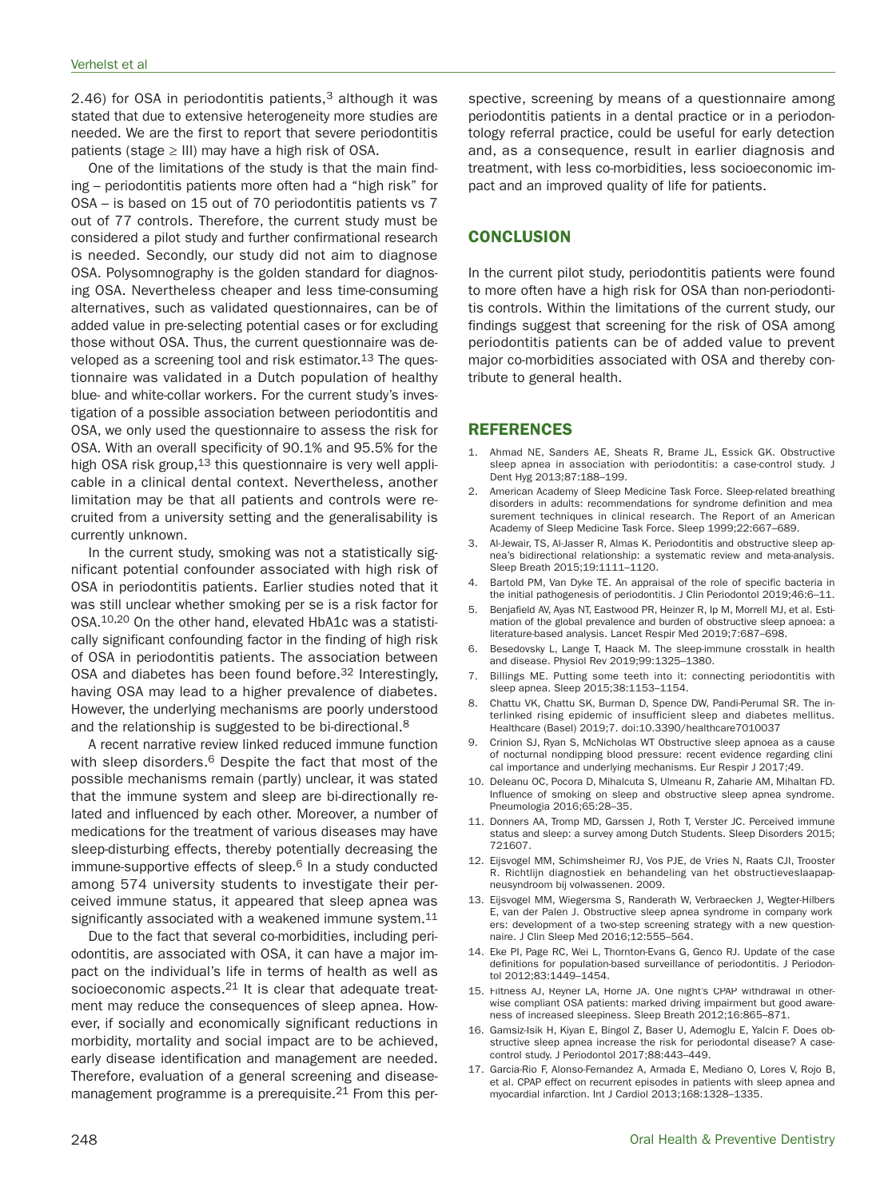2.46) for OSA in periodontitis patients,[3] although it was stated that due to extensive heterogeneity more studies are needed. We are the first to report that severe periodontitis patients (stage ≥ III) may have a high risk of OSA.

One of the limitations of the study is that the main finding – periodontitis patients more often had a "high risk" for OSA – is based on 15 out of 70 periodontitis patients vs 7 out of 77 controls. Therefore, the current study must be considered a pilot study and further confirmational research is needed. Secondly, our study did not aim to diagnose OSA. Polysomnography is the golden standard for diagnosing OSA. Nevertheless cheaper and less time-consuming alternatives, such as validated questionnaires, can be of added value in pre-selecting potential cases or for excluding those without OSA. Thus, the current questionnaire was developed as a screening tool and risk estimator.[13] The questionnaire was validated in a Dutch population of healthy blue- and white-collar workers. For the current study's investigation of a possible association between periodontitis and OSA, we only used the questionnaire to assess the risk for OSA. With an overall specificity of 90.1% and 95.5% for the high OSA risk group,[13] this questionnaire is very well applicable in a clinical dental context. Nevertheless, another limitation may be that all patients and controls were recruited from a university setting and the generalisability is currently unknown.

In the current study, smoking was not a statistically significant potential confounder associated with high risk of OSA in periodontitis patients. Earlier studies noted that it was still unclear whether smoking per se is a risk factor for OSA.[10,20] On the other hand, elevated HbA1c was a statistically significant confounding factor in the finding of high risk of OSA in periodontitis patients. The association between OSA and diabetes has been found before.[32] Interestingly, having OSA may lead to a higher prevalence of diabetes. However, the underlying mechanisms are poorly understood and the relationship is suggested to be bi-directional.[8]

A recent narrative review linked reduced immune function with sleep disorders.[6] Despite the fact that most of the possible mechanisms remain (partly) unclear, it was stated that the immune system and sleep are bi-directionally related and influenced by each other. Moreover, a number of medications for the treatment of various diseases may have sleep-disturbing effects, thereby potentially decreasing the immune-supportive effects of sleep.[6] In a study conducted among 574 university students to investigate their perceived immune status, it appeared that sleep apnea was significantly associated with a weakened immune system.[11]

Due to the fact that several co-morbidities, including periodontitis, are associated with OSA, it can have a major impact on the individual's life in terms of health as well as socioeconomic aspects.[21] It is clear that adequate treatment may reduce the consequences of sleep apnea. However, if socially and economically significant reductions in morbidity, mortality and social impact are to be achieved, early disease identification and management are needed. Therefore, evaluation of a general screening and disease-management programme is a prerequisite.[21] From this perspective, screening by means of a questionnaire among periodontitis patients in a dental practice or in a periodontology referral practice, could be useful for early detection and, as a consequence, result in earlier diagnosis and treatment, with less co-morbidities, less socioeconomic impact and an improved quality of life for patients.

## CONCLUSION

In the current pilot study, periodontitis patients were found to more often have a high risk for OSA than non-periodontitis controls. Within the limitations of the current study, our findings suggest that screening for the risk of OSA among periodontitis patients can be of added value to prevent major co-morbidities associated with OSA and thereby contribute to general health.

## REFERENCES

1. Ahmad NE, Sanders AE, Sheats R, Brame JL, Essick GK. Obstructive sleep apnea in association with periodontitis: a case-control study. J Dent Hyg 2013;87:188–199.
2. American Academy of Sleep Medicine Task Force. Sleep-related breathing disorders in adults: recommendations for syndrome definition and measurement techniques in clinical research. The Report of an American Academy of Sleep Medicine Task Force. Sleep 1999;22:667–689.
3. Al-Jewair, TS, Al-Jasser R, Almas K. Periodontitis and obstructive sleep apnea's bidirectional relationship: a systematic review and meta-analysis. Sleep Breath 2015;19:1111–1120.
4. Bartold PM, Van Dyke TE. An appraisal of the role of specific bacteria in the initial pathogenesis of periodontitis. J Clin Periodontol 2019;46:6–11.
5. Benjafield AV, Ayas NT, Eastwood PR, Heinzer R, Ip M, Morrell MJ, et al. Estimation of the global prevalence and burden of obstructive sleep apnoea: a literature-based analysis. Lancet Respir Med 2019;7:687–698.
6. Besedovsky L, Lange T, Haack M. The sleep-immune crosstalk in health and disease. Physiol Rev 2019;99:1325–1380.
7. Billings ME. Putting some teeth into it: connecting periodontitis with sleep apnea. Sleep 2015;38:1153–1154.
8. Chattu VK, Chattu SK, Burman D, Spence DW, Pandi-Perumal SR. The interlinked rising epidemic of insufficient sleep and diabetes mellitus. Healthcare (Basel) 2019;7. doi:10.3390/healthcare7010037
9. Crinion SJ, Ryan S, McNicholas WT Obstructive sleep apnoea as a cause of nocturnal nondipping blood pressure: recent evidence regarding clinical importance and underlying mechanisms. Eur Respir J 2017;49.
10. Deleanu OC, Pocora D, Mihalcuta S, Ulmeanu R, Zaharie AM, Mihaltan FD. Influence of smoking on sleep and obstructive sleep apnea syndrome. Pneumologia 2016;65:28–35.
11. Donners AA, Tromp MD, Garssen J, Roth T, Verster JC. Perceived immune status and sleep: a survey among Dutch Students. Sleep Disorders 2015; 721607.
12. Eijsvogel MM, Schimsheimer RJ, Vos PJE, de Vries N, Raats CJI, Trooster R. Richtlijn diagnostiek en behandeling van het obstructieveslaapapneusyndroom bij volwassenen. 2009.
13. Eijsvogel MM, Wiegersma S, Randerath W, Verbraecken J, Wegter-Hilbers E, van der Palen J. Obstructive sleep apnea syndrome in company workers: development of a two-step screening strategy with a new questionnaire. J Clin Sleep Med 2016;12:555–564.
14. Eke PI, Page RC, Wei L, Thornton-Evans G, Genco RJ. Update of the case definitions for population-based surveillance of periodontitis. J Periodontol 2012;83:1449–1454.
15. Filtness AJ, Reyner LA, Horne JA. One night's CPAP withdrawal in otherwise compliant OSA patients: marked driving impairment but good awareness of increased sleepiness. Sleep Breath 2012;16:865–871.
16. Gamsiz-Isik H, Kiyan E, Bingol Z, Baser U, Ademoglu E, Yalcin F. Does obstructive sleep apnea increase the risk for periodontal disease? A case-control study. J Periodontol 2017;88:443–449.
17. Garcia-Rio F, Alonso-Fernandez A, Armada E, Mediano O, Lores V, Rojo B, et al. CPAP effect on recurrent episodes in patients with sleep apnea and myocardial infarction. Int J Cardiol 2013;168:1328–1335.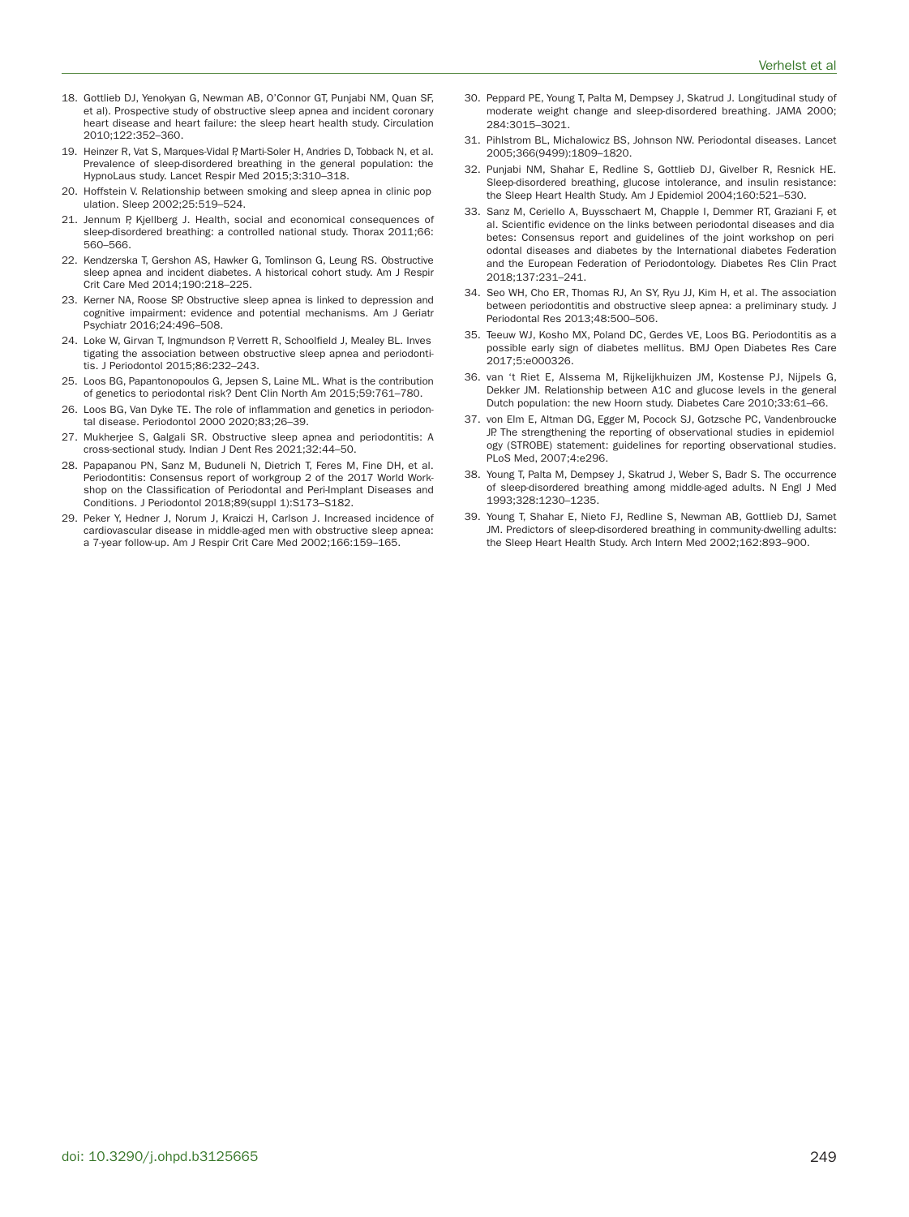18. Gottlieb DJ, Yenokyan G, Newman AB, O'Connor GT, Punjabi NM, Quan SF, et al). Prospective study of obstructive sleep apnea and incident coronary heart disease and heart failure: the sleep heart health study. Circulation 2010;122:352–360.
19. Heinzer R, Vat S, Marques-Vidal P, Marti-Soler H, Andries D, Tobback N, et al. Prevalence of sleep-disordered breathing in the general population: the HypnoLaus study. Lancet Respir Med 2015;3:310–318.
20. Hoffstein V. Relationship between smoking and sleep apnea in clinic population. Sleep 2002;25:519–524.
21. Jennum P, Kjellberg J. Health, social and economical consequences of sleep-disordered breathing: a controlled national study. Thorax 2011;66: 560–566.
22. Kendzerska T, Gershon AS, Hawker G, Tomlinson G, Leung RS. Obstructive sleep apnea and incident diabetes. A historical cohort study. Am J Respir Crit Care Med 2014;190:218–225.
23. Kerner NA, Roose SP. Obstructive sleep apnea is linked to depression and cognitive impairment: evidence and potential mechanisms. Am J Geriatr Psychiatr 2016;24:496–508.
24. Loke W, Girvan T, Ingmundson P, Verrett R, Schoolfield J, Mealey BL. Investigating the association between obstructive sleep apnea and periodontitis. J Periodontol 2015;86:232–243.
25. Loos BG, Papantonopoulos G, Jepsen S, Laine ML. What is the contribution of genetics to periodontal risk? Dent Clin North Am 2015;59:761–780.
26. Loos BG, Van Dyke TE. The role of inflammation and genetics in periodontal disease. Periodontol 2000 2020;83;26–39.
27. Mukherjee S, Galgali SR. Obstructive sleep apnea and periodontitis: A cross-sectional study. Indian J Dent Res 2021;32:44–50.
28. Papapanou PN, Sanz M, Buduneli N, Dietrich T, Feres M, Fine DH, et al. Periodontitis: Consensus report of workgroup 2 of the 2017 World Workshop on the Classification of Periodontal and Peri-Implant Diseases and Conditions. J Periodontol 2018;89(suppl 1):S173–S182.
29. Peker Y, Hedner J, Norum J, Kraiczi H, Carlson J. Increased incidence of cardiovascular disease in middle-aged men with obstructive sleep apnea: a 7-year follow-up. Am J Respir Crit Care Med 2002;166:159–165.
30. Peppard PE, Young T, Palta M, Dempsey J, Skatrud J. Longitudinal study of moderate weight change and sleep-disordered breathing. JAMA 2000; 284:3015–3021.
31. Pihlstrom BL, Michalowicz BS, Johnson NW. Periodontal diseases. Lancet 2005;366(9499):1809–1820.
32. Punjabi NM, Shahar E, Redline S, Gottlieb DJ, Givelber R, Resnick HE. Sleep-disordered breathing, glucose intolerance, and insulin resistance: the Sleep Heart Health Study. Am J Epidemiol 2004;160:521–530.
33. Sanz M, Ceriello A, Buysschaert M, Chapple I, Demmer RT, Graziani F, et al. Scientific evidence on the links between periodontal diseases and diabetes: Consensus report and guidelines of the joint workshop on periodontal diseases and diabetes by the International diabetes Federation and the European Federation of Periodontology. Diabetes Res Clin Pract 2018;137:231–241.
34. Seo WH, Cho ER, Thomas RJ, An SY, Ryu JJ, Kim H, et al. The association between periodontitis and obstructive sleep apnea: a preliminary study. J Periodontal Res 2013;48:500–506.
35. Teeuw WJ, Kosho MX, Poland DC, Gerdes VE, Loos BG. Periodontitis as a possible early sign of diabetes mellitus. BMJ Open Diabetes Res Care 2017;5:e000326.
36. van 't Riet E, Alssema M, Rijkelijkhuizen JM, Kostense PJ, Nijpels G, Dekker JM. Relationship between A1C and glucose levels in the general Dutch population: the new Hoorn study. Diabetes Care 2010;33:61–66.
37. von Elm E, Altman DG, Egger M, Pocock SJ, Gotzsche PC, Vandenbroucke JP. The strengthening the reporting of observational studies in epidemiology (STROBE) statement: guidelines for reporting observational studies. PLoS Med, 2007;4:e296.
38. Young T, Palta M, Dempsey J, Skatrud J, Weber S, Badr S. The occurrence of sleep-disordered breathing among middle-aged adults. N Engl J Med 1993;328:1230–1235.
39. Young T, Shahar E, Nieto FJ, Redline S, Newman AB, Gottlieb DJ, Samet JM. Predictors of sleep-disordered breathing in community-dwelling adults: the Sleep Heart Health Study. Arch Intern Med 2002;162:893–900.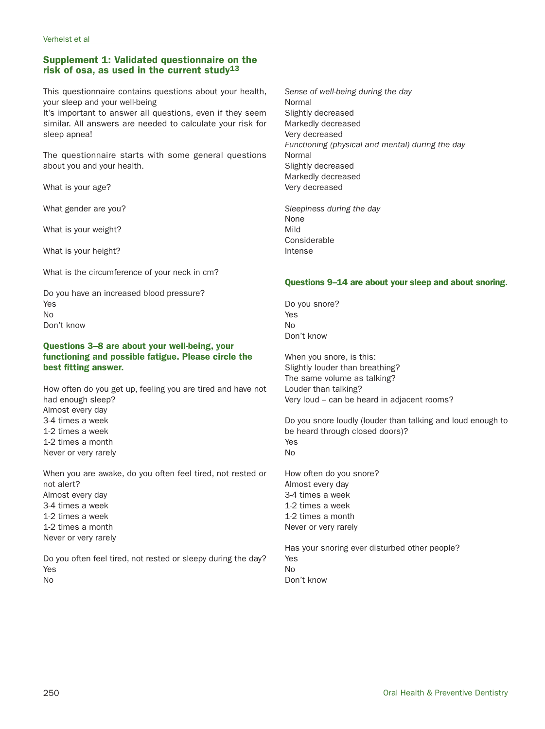## Supplement 1: Validated questionnaire on the risk of osa, as used in the current study[13]

This questionnaire contains questions about your health, your sleep and your well-being
It's important to answer all questions, even if they seem similar. All answers are needed to calculate your risk for sleep apnea!

The questionnaire starts with some general questions about you and your health.

What is your age?

What gender are you?

What is your weight?

What is your height?

What is the circumference of your neck in cm?

Do you have an increased blood pressure?
Yes
No
Don't know

**Questions 3–8 are about your well-being, your functioning and possible fatigue. Please circle the best fitting answer.**

How often do you get up, feeling you are tired and have not had enough sleep?
Almost every day
3-4 times a week
1-2 times a week
1-2 times a month
Never or very rarely

When you are awake, do you often feel tired, not rested or not alert?
Almost every day
3-4 times a week
1-2 times a week
1-2 times a month
Never or very rarely

Do you often feel tired, not rested or sleepy during the day?
Yes
No

*Sense of well-being during the day*
Normal
Slightly decreased
Markedly decreased
Very decreased

*Functioning (physical and mental) during the day*
Normal
Slightly decreased
Markedly decreased
Very decreased

*Sleepiness during the day*
None
Mild
Considerable
Intense

**Questions 9–14 are about your sleep and about snoring.**

Do you snore?
Yes
No
Don't know

When you snore, is this:
Slightly louder than breathing?
The same volume as talking?
Louder than talking?
Very loud – can be heard in adjacent rooms?

Do you snore loudly (louder than talking and loud enough to be heard through closed doors)?
Yes
No

How often do you snore?
Almost every day
3-4 times a week
1-2 times a week
1-2 times a month
Never or very rarely

Has your snoring ever disturbed other people?
Yes
No
Don't know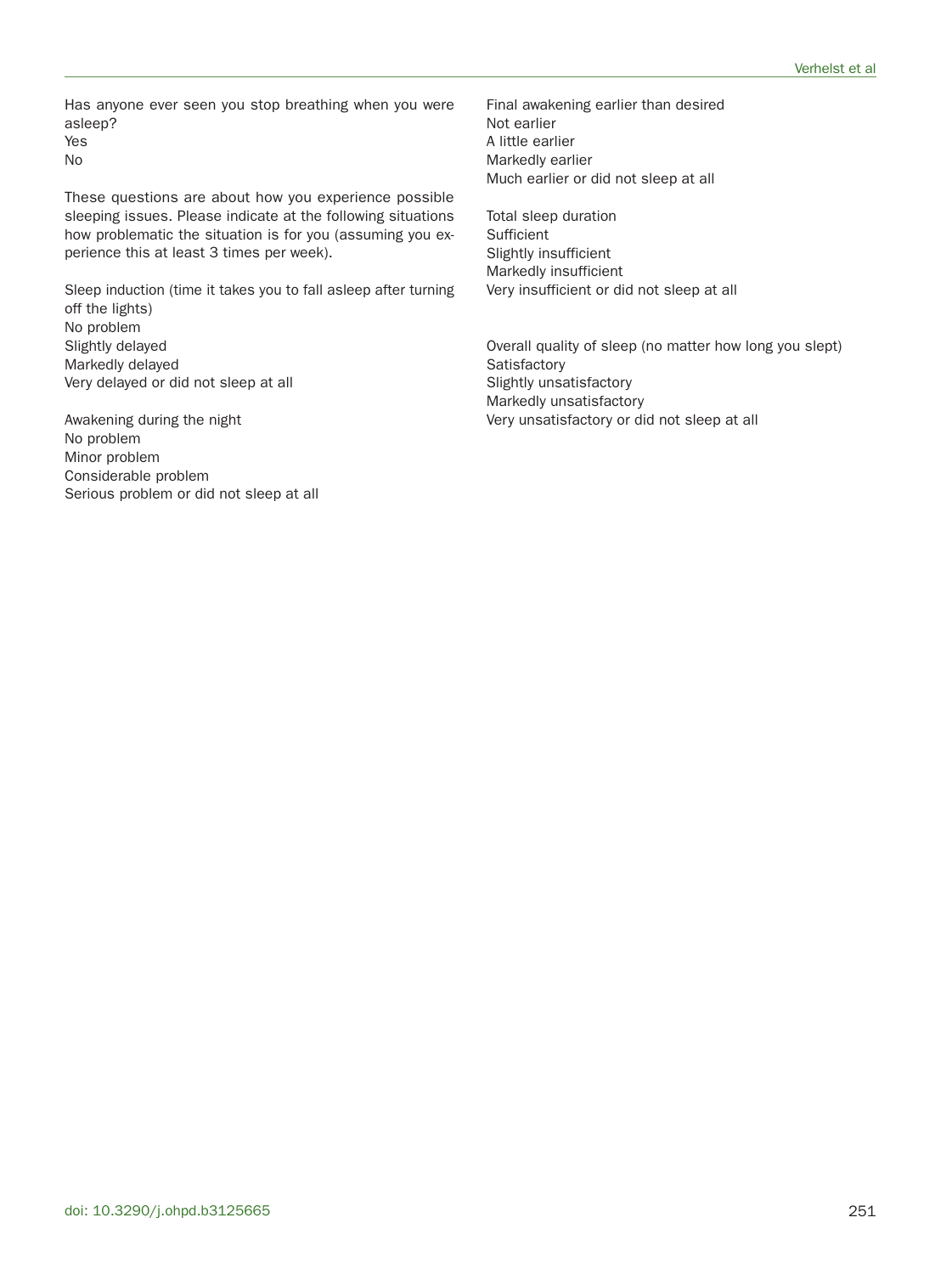Has anyone ever seen you stop breathing when you were asleep?
Yes
No

These questions are about how you experience possible sleeping issues. Please indicate at the following situations how problematic the situation is for you (assuming you experience this at least 3 times per week).

Sleep induction (time it takes you to fall asleep after turning off the lights)
No problem
Slightly delayed
Markedly delayed
Very delayed or did not sleep at all

Awakening during the night
No problem
Minor problem
Considerable problem
Serious problem or did not sleep at all

Final awakening earlier than desired
Not earlier
A little earlier
Markedly earlier
Much earlier or did not sleep at all

Total sleep duration
Sufficient
Slightly insufficient
Markedly insufficient
Very insufficient or did not sleep at all

Overall quality of sleep (no matter how long you slept)
Satisfactory
Slightly unsatisfactory
Markedly unsatisfactory
Very unsatisfactory or did not sleep at all